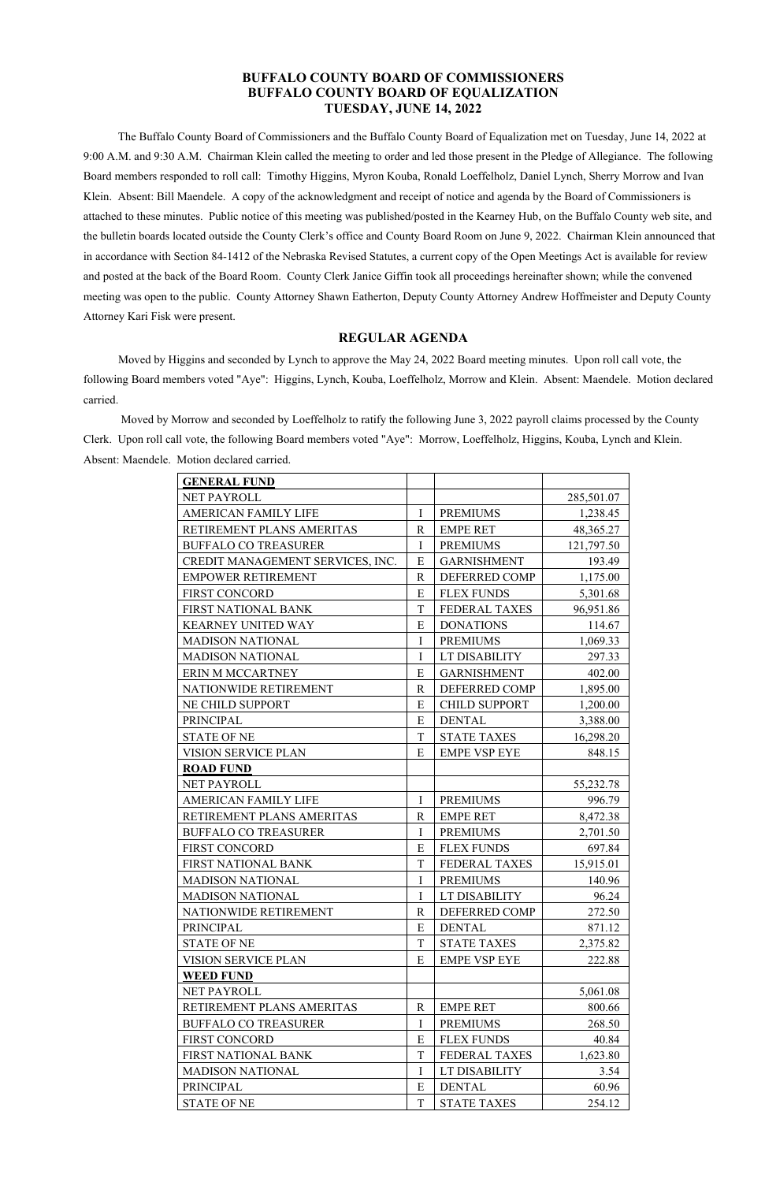# BUFFALO COUNTY BOARD OF COMMISSIONERS
# BUFFALO COUNTY BOARD OF EQUALIZATION
# TUESDAY, JUNE 14, 2022

The Buffalo County Board of Commissioners and the Buffalo County Board of Equalization met on Tuesday, June 14, 2022 at 9:00 A.M. and 9:30 A.M. Chairman Klein called the meeting to order and led those present in the Pledge of Allegiance. The following Board members responded to roll call: Timothy Higgins, Myron Kouba, Ronald Loeffelholz, Daniel Lynch, Sherry Morrow and Ivan Klein. Absent: Bill Maendele. A copy of the acknowledgment and receipt of notice and agenda by the Board of Commissioners is attached to these minutes. Public notice of this meeting was published/posted in the Kearney Hub, on the Buffalo County web site, and the bulletin boards located outside the County Clerk's office and County Board Room on June 9, 2022. Chairman Klein announced that in accordance with Section 84-1412 of the Nebraska Revised Statutes, a current copy of the Open Meetings Act is available for review and posted at the back of the Board Room. County Clerk Janice Giffin took all proceedings hereinafter shown; while the convened meeting was open to the public. County Attorney Shawn Eatherton, Deputy County Attorney Andrew Hoffmeister and Deputy County Attorney Kari Fisk were present.

## REGULAR AGENDA

Moved by Higgins and seconded by Lynch to approve the May 24, 2022 Board meeting minutes. Upon roll call vote, the following Board members voted "Aye": Higgins, Lynch, Kouba, Loeffelholz, Morrow and Klein. Absent: Maendele. Motion declared carried.

Moved by Morrow and seconded by Loeffelholz to ratify the following June 3, 2022 payroll claims processed by the County Clerk. Upon roll call vote, the following Board members voted "Aye": Morrow, Loeffelholz, Higgins, Kouba, Lynch and Klein. Absent: Maendele. Motion declared carried.

| **GENERAL FUND** | | | |
|---|---|---|---|
| NET PAYROLL | | | 285,501.07 |
| AMERICAN FAMILY LIFE | I | PREMIUMS | 1,238.45 |
| RETIREMENT PLANS AMERITAS | R | EMPE RET | 48,365.27 |
| BUFFALO CO TREASURER | I | PREMIUMS | 121,797.50 |
| CREDIT MANAGEMENT SERVICES, INC. | E | GARNISHMENT | 193.49 |
| EMPOWER RETIREMENT | R | DEFERRED COMP | 1,175.00 |
| FIRST CONCORD | E | FLEX FUNDS | 5,301.68 |
| FIRST NATIONAL BANK | T | FEDERAL TAXES | 96,951.86 |
| KEARNEY UNITED WAY | E | DONATIONS | 114.67 |
| MADISON NATIONAL | I | PREMIUMS | 1,069.33 |
| MADISON NATIONAL | I | LT DISABILITY | 297.33 |
| ERIN M MCCARTNEY | E | GARNISHMENT | 402.00 |
| NATIONWIDE RETIREMENT | R | DEFERRED COMP | 1,895.00 |
| NE CHILD SUPPORT | E | CHILD SUPPORT | 1,200.00 |
| PRINCIPAL | E | DENTAL | 3,388.00 |
| STATE OF NE | T | STATE TAXES | 16,298.20 |
| VISION SERVICE PLAN | E | EMPE VSP EYE | 848.15 |
| **ROAD FUND** | | | |
| NET PAYROLL | | | 55,232.78 |
| AMERICAN FAMILY LIFE | I | PREMIUMS | 996.79 |
| RETIREMENT PLANS AMERITAS | R | EMPE RET | 8,472.38 |
| BUFFALO CO TREASURER | I | PREMIUMS | 2,701.50 |
| FIRST CONCORD | E | FLEX FUNDS | 697.84 |
| FIRST NATIONAL BANK | T | FEDERAL TAXES | 15,915.01 |
| MADISON NATIONAL | I | PREMIUMS | 140.96 |
| MADISON NATIONAL | I | LT DISABILITY | 96.24 |
| NATIONWIDE RETIREMENT | R | DEFERRED COMP | 272.50 |
| PRINCIPAL | E | DENTAL | 871.12 |
| STATE OF NE | T | STATE TAXES | 2,375.82 |
| VISION SERVICE PLAN | E | EMPE VSP EYE | 222.88 |
| **WEED FUND** | | | |
| NET PAYROLL | | | 5,061.08 |
| RETIREMENT PLANS AMERITAS | R | EMPE RET | 800.66 |
| BUFFALO CO TREASURER | I | PREMIUMS | 268.50 |
| FIRST CONCORD | E | FLEX FUNDS | 40.84 |
| FIRST NATIONAL BANK | T | FEDERAL TAXES | 1,623.80 |
| MADISON NATIONAL | I | LT DISABILITY | 3.54 |
| PRINCIPAL | E | DENTAL | 60.96 |
| STATE OF NE | T | STATE TAXES | 254.12 |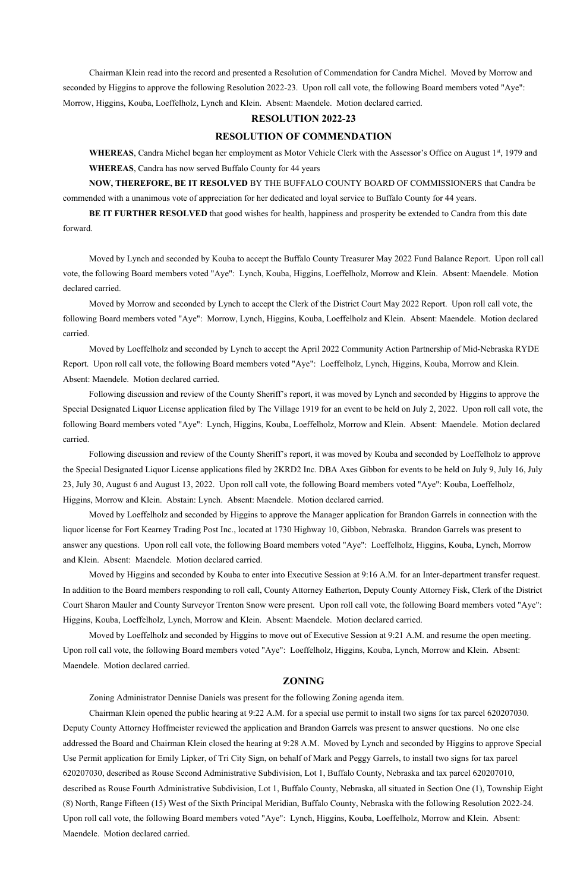Chairman Klein read into the record and presented a Resolution of Commendation for Candra Michel. Moved by Morrow and seconded by Higgins to approve the following Resolution 2022-23. Upon roll call vote, the following Board members voted "Aye": Morrow, Higgins, Kouba, Loeffelholz, Lynch and Klein. Absent: Maendele. Motion declared carried.

## RESOLUTION 2022-23

## RESOLUTION OF COMMENDATION

**WHEREAS**, Candra Michel began her employment as Motor Vehicle Clerk with the Assessor's Office on August 1st, 1979 and

**WHEREAS**, Candra has now served Buffalo County for 44 years

**NOW, THEREFORE, BE IT RESOLVED** BY THE BUFFALO COUNTY BOARD OF COMMISSIONERS that Candra be commended with a unanimous vote of appreciation for her dedicated and loyal service to Buffalo County for 44 years.

**BE IT FURTHER RESOLVED** that good wishes for health, happiness and prosperity be extended to Candra from this date forward.

Moved by Lynch and seconded by Kouba to accept the Buffalo County Treasurer May 2022 Fund Balance Report. Upon roll call vote, the following Board members voted "Aye": Lynch, Kouba, Higgins, Loeffelholz, Morrow and Klein. Absent: Maendele. Motion declared carried.

Moved by Morrow and seconded by Lynch to accept the Clerk of the District Court May 2022 Report. Upon roll call vote, the following Board members voted "Aye": Morrow, Lynch, Higgins, Kouba, Loeffelholz and Klein. Absent: Maendele. Motion declared carried.

Moved by Loeffelholz and seconded by Lynch to accept the April 2022 Community Action Partnership of Mid-Nebraska RYDE Report. Upon roll call vote, the following Board members voted "Aye": Loeffelholz, Lynch, Higgins, Kouba, Morrow and Klein. Absent: Maendele. Motion declared carried.

Following discussion and review of the County Sheriff's report, it was moved by Lynch and seconded by Higgins to approve the Special Designated Liquor License application filed by The Village 1919 for an event to be held on July 2, 2022. Upon roll call vote, the following Board members voted "Aye": Lynch, Higgins, Kouba, Loeffelholz, Morrow and Klein. Absent: Maendele. Motion declared carried.

Following discussion and review of the County Sheriff's report, it was moved by Kouba and seconded by Loeffelholz to approve the Special Designated Liquor License applications filed by 2KRD2 Inc. DBA Axes Gibbon for events to be held on July 9, July 16, July 23, July 30, August 6 and August 13, 2022. Upon roll call vote, the following Board members voted "Aye": Kouba, Loeffelholz, Higgins, Morrow and Klein. Abstain: Lynch. Absent: Maendele. Motion declared carried.

Moved by Loeffelholz and seconded by Higgins to approve the Manager application for Brandon Garrels in connection with the liquor license for Fort Kearney Trading Post Inc., located at 1730 Highway 10, Gibbon, Nebraska. Brandon Garrels was present to answer any questions. Upon roll call vote, the following Board members voted "Aye": Loeffelholz, Higgins, Kouba, Lynch, Morrow and Klein. Absent: Maendele. Motion declared carried.

Moved by Higgins and seconded by Kouba to enter into Executive Session at 9:16 A.M. for an Inter-department transfer request. In addition to the Board members responding to roll call, County Attorney Eatherton, Deputy County Attorney Fisk, Clerk of the District Court Sharon Mauler and County Surveyor Trenton Snow were present. Upon roll call vote, the following Board members voted "Aye": Higgins, Kouba, Loeffelholz, Lynch, Morrow and Klein. Absent: Maendele. Motion declared carried.

Moved by Loeffelholz and seconded by Higgins to move out of Executive Session at 9:21 A.M. and resume the open meeting. Upon roll call vote, the following Board members voted "Aye": Loeffelholz, Higgins, Kouba, Lynch, Morrow and Klein. Absent: Maendele. Motion declared carried.

## ZONING

Zoning Administrator Dennise Daniels was present for the following Zoning agenda item.

Chairman Klein opened the public hearing at 9:22 A.M. for a special use permit to install two signs for tax parcel 620207030. Deputy County Attorney Hoffmeister reviewed the application and Brandon Garrels was present to answer questions. No one else addressed the Board and Chairman Klein closed the hearing at 9:28 A.M. Moved by Lynch and seconded by Higgins to approve Special Use Permit application for Emily Lipker, of Tri City Sign, on behalf of Mark and Peggy Garrels, to install two signs for tax parcel 620207030, described as Rouse Second Administrative Subdivision, Lot 1, Buffalo County, Nebraska and tax parcel 620207010, described as Rouse Fourth Administrative Subdivision, Lot 1, Buffalo County, Nebraska, all situated in Section One (1), Township Eight (8) North, Range Fifteen (15) West of the Sixth Principal Meridian, Buffalo County, Nebraska with the following Resolution 2022-24. Upon roll call vote, the following Board members voted "Aye": Lynch, Higgins, Kouba, Loeffelholz, Morrow and Klein. Absent: Maendele. Motion declared carried.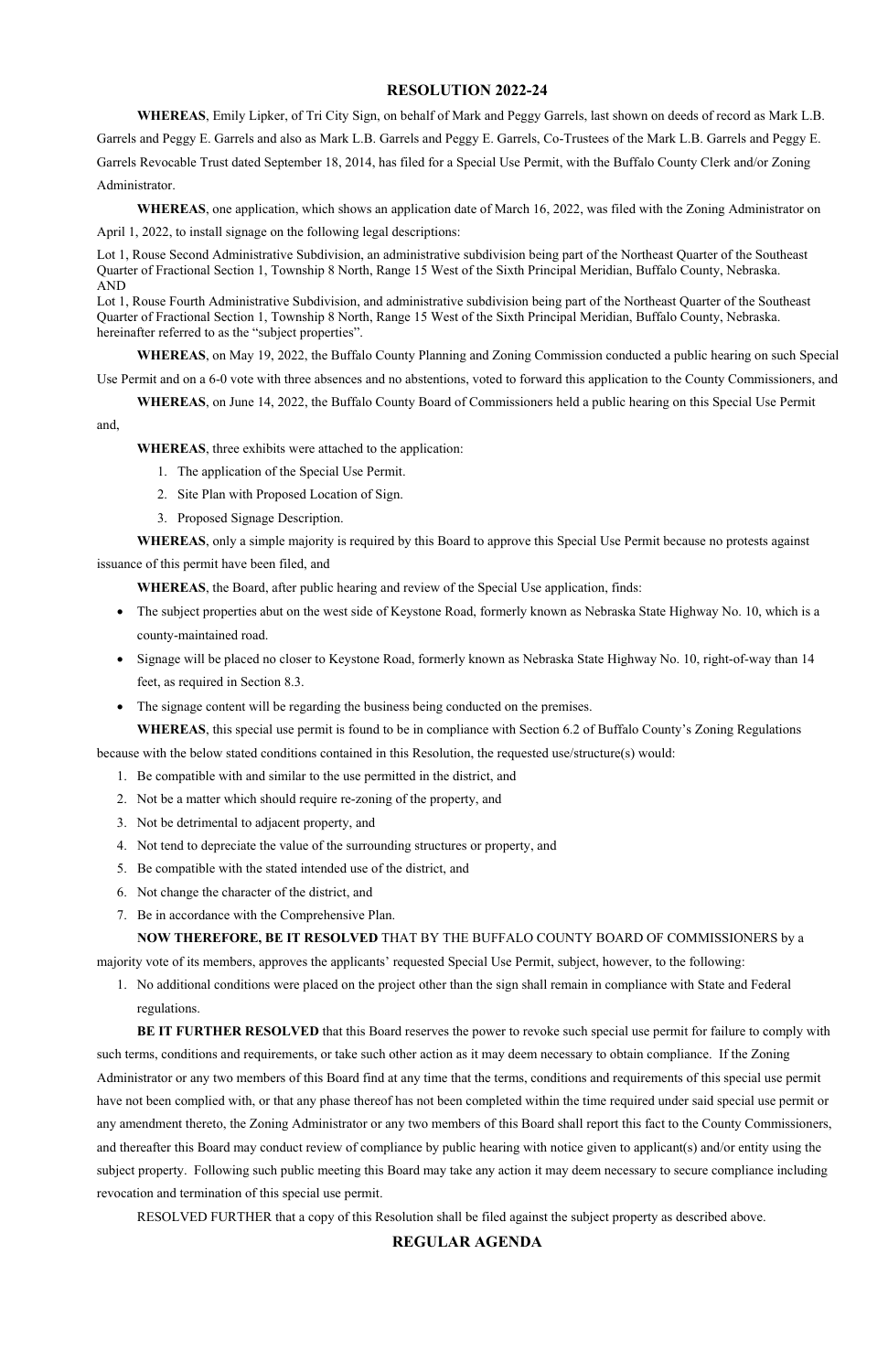## RESOLUTION 2022-24

**WHEREAS**, Emily Lipker, of Tri City Sign, on behalf of Mark and Peggy Garrels, last shown on deeds of record as Mark L.B. Garrels and Peggy E. Garrels and also as Mark L.B. Garrels and Peggy E. Garrels, Co-Trustees of the Mark L.B. Garrels and Peggy E. Garrels Revocable Trust dated September 18, 2014, has filed for a Special Use Permit, with the Buffalo County Clerk and/or Zoning Administrator.

**WHEREAS**, one application, which shows an application date of March 16, 2022, was filed with the Zoning Administrator on April 1, 2022, to install signage on the following legal descriptions:

Lot 1, Rouse Second Administrative Subdivision, an administrative subdivision being part of the Northeast Quarter of the Southeast Quarter of Fractional Section 1, Township 8 North, Range 15 West of the Sixth Principal Meridian, Buffalo County, Nebraska.
AND
Lot 1, Rouse Fourth Administrative Subdivision, and administrative subdivision being part of the Northeast Quarter of the Southeast Quarter of Fractional Section 1, Township 8 North, Range 15 West of the Sixth Principal Meridian, Buffalo County, Nebraska.
hereinafter referred to as the "subject properties".

**WHEREAS**, on May 19, 2022, the Buffalo County Planning and Zoning Commission conducted a public hearing on such Special Use Permit and on a 6-0 vote with three absences and no abstentions, voted to forward this application to the County Commissioners, and

**WHEREAS**, on June 14, 2022, the Buffalo County Board of Commissioners held a public hearing on this Special Use Permit and,

**WHEREAS**, three exhibits were attached to the application:

1. The application of the Special Use Permit.
2. Site Plan with Proposed Location of Sign.
3. Proposed Signage Description.

**WHEREAS**, only a simple majority is required by this Board to approve this Special Use Permit because no protests against issuance of this permit have been filed, and

**WHEREAS**, the Board, after public hearing and review of the Special Use application, finds:

- The subject properties abut on the west side of Keystone Road, formerly known as Nebraska State Highway No. 10, which is a county-maintained road.
- Signage will be placed no closer to Keystone Road, formerly known as Nebraska State Highway No. 10, right-of-way than 14 feet, as required in Section 8.3.
- The signage content will be regarding the business being conducted on the premises.

**WHEREAS**, this special use permit is found to be in compliance with Section 6.2 of Buffalo County's Zoning Regulations because with the below stated conditions contained in this Resolution, the requested use/structure(s) would:

1. Be compatible with and similar to the use permitted in the district, and
2. Not be a matter which should require re-zoning of the property, and
3. Not be detrimental to adjacent property, and
4. Not tend to depreciate the value of the surrounding structures or property, and
5. Be compatible with the stated intended use of the district, and
6. Not change the character of the district, and
7. Be in accordance with the Comprehensive Plan.

**NOW THEREFORE, BE IT RESOLVED** THAT BY THE BUFFALO COUNTY BOARD OF COMMISSIONERS by a majority vote of its members, approves the applicants' requested Special Use Permit, subject, however, to the following:

1. No additional conditions were placed on the project other than the sign shall remain in compliance with State and Federal regulations.

**BE IT FURTHER RESOLVED** that this Board reserves the power to revoke such special use permit for failure to comply with such terms, conditions and requirements, or take such other action as it may deem necessary to obtain compliance. If the Zoning Administrator or any two members of this Board find at any time that the terms, conditions and requirements of this special use permit have not been complied with, or that any phase thereof has not been completed within the time required under said special use permit or any amendment thereto, the Zoning Administrator or any two members of this Board shall report this fact to the County Commissioners, and thereafter this Board may conduct review of compliance by public hearing with notice given to applicant(s) and/or entity using the subject property. Following such public meeting this Board may take any action it may deem necessary to secure compliance including revocation and termination of this special use permit.

RESOLVED FURTHER that a copy of this Resolution shall be filed against the subject property as described above.

## REGULAR AGENDA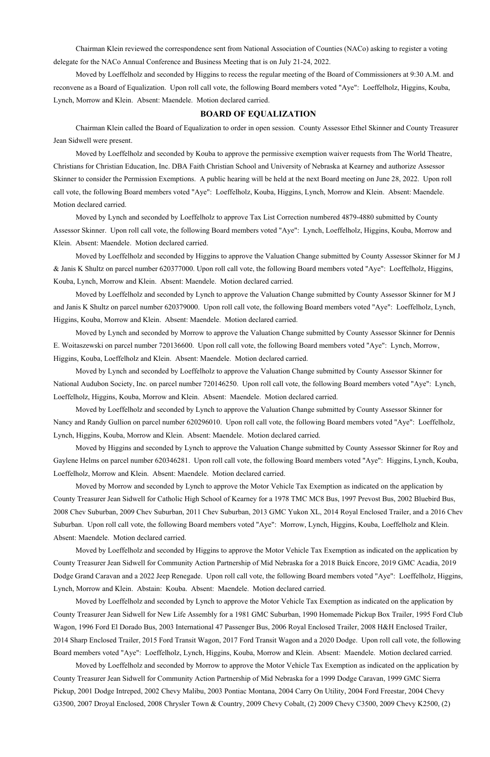Chairman Klein reviewed the correspondence sent from National Association of Counties (NACo) asking to register a voting delegate for the NACo Annual Conference and Business Meeting that is on July 21-24, 2022.

Moved by Loeffelholz and seconded by Higgins to recess the regular meeting of the Board of Commissioners at 9:30 A.M. and reconvene as a Board of Equalization. Upon roll call vote, the following Board members voted "Aye": Loeffelholz, Higgins, Kouba, Lynch, Morrow and Klein. Absent: Maendele. Motion declared carried.

## BOARD OF EQUALIZATION

Chairman Klein called the Board of Equalization to order in open session. County Assessor Ethel Skinner and County Treasurer Jean Sidwell were present.

Moved by Loeffelholz and seconded by Kouba to approve the permissive exemption waiver requests from The World Theatre, Christians for Christian Education, Inc. DBA Faith Christian School and University of Nebraska at Kearney and authorize Assessor Skinner to consider the Permission Exemptions. A public hearing will be held at the next Board meeting on June 28, 2022. Upon roll call vote, the following Board members voted "Aye": Loeffelholz, Kouba, Higgins, Lynch, Morrow and Klein. Absent: Maendele. Motion declared carried.

Moved by Lynch and seconded by Loeffelholz to approve Tax List Correction numbered 4879-4880 submitted by County Assessor Skinner. Upon roll call vote, the following Board members voted "Aye": Lynch, Loeffelholz, Higgins, Kouba, Morrow and Klein. Absent: Maendele. Motion declared carried.

Moved by Loeffelholz and seconded by Higgins to approve the Valuation Change submitted by County Assessor Skinner for M J & Janis K Shultz on parcel number 620377000. Upon roll call vote, the following Board members voted "Aye": Loeffelholz, Higgins, Kouba, Lynch, Morrow and Klein. Absent: Maendele. Motion declared carried.

Moved by Loeffelholz and seconded by Lynch to approve the Valuation Change submitted by County Assessor Skinner for M J and Janis K Shultz on parcel number 620379000. Upon roll call vote, the following Board members voted "Aye": Loeffelholz, Lynch, Higgins, Kouba, Morrow and Klein. Absent: Maendele. Motion declared carried.

Moved by Lynch and seconded by Morrow to approve the Valuation Change submitted by County Assessor Skinner for Dennis E. Woitaszewski on parcel number 720136600. Upon roll call vote, the following Board members voted "Aye": Lynch, Morrow, Higgins, Kouba, Loeffelholz and Klein. Absent: Maendele. Motion declared carried.

Moved by Lynch and seconded by Loeffelholz to approve the Valuation Change submitted by County Assessor Skinner for National Audubon Society, Inc. on parcel number 720146250. Upon roll call vote, the following Board members voted "Aye": Lynch, Loeffelholz, Higgins, Kouba, Morrow and Klein. Absent: Maendele. Motion declared carried.

Moved by Loeffelholz and seconded by Lynch to approve the Valuation Change submitted by County Assessor Skinner for Nancy and Randy Gullion on parcel number 620296010. Upon roll call vote, the following Board members voted "Aye": Loeffelholz, Lynch, Higgins, Kouba, Morrow and Klein. Absent: Maendele. Motion declared carried.

Moved by Higgins and seconded by Lynch to approve the Valuation Change submitted by County Assessor Skinner for Roy and Gaylene Helms on parcel number 620346281. Upon roll call vote, the following Board members voted "Aye": Higgins, Lynch, Kouba, Loeffelholz, Morrow and Klein. Absent: Maendele. Motion declared carried.

Moved by Morrow and seconded by Lynch to approve the Motor Vehicle Tax Exemption as indicated on the application by County Treasurer Jean Sidwell for Catholic High School of Kearney for a 1978 TMC MC8 Bus, 1997 Prevost Bus, 2002 Bluebird Bus, 2008 Chev Suburban, 2009 Chev Suburban, 2011 Chev Suburban, 2013 GMC Yukon XL, 2014 Royal Enclosed Trailer, and a 2016 Chev Suburban. Upon roll call vote, the following Board members voted "Aye": Morrow, Lynch, Higgins, Kouba, Loeffelholz and Klein. Absent: Maendele. Motion declared carried.

Moved by Loeffelholz and seconded by Higgins to approve the Motor Vehicle Tax Exemption as indicated on the application by County Treasurer Jean Sidwell for Community Action Partnership of Mid Nebraska for a 2018 Buick Encore, 2019 GMC Acadia, 2019 Dodge Grand Caravan and a 2022 Jeep Renegade. Upon roll call vote, the following Board members voted "Aye": Loeffelholz, Higgins, Lynch, Morrow and Klein. Abstain: Kouba. Absent: Maendele. Motion declared carried.

Moved by Loeffelholz and seconded by Lynch to approve the Motor Vehicle Tax Exemption as indicated on the application by County Treasurer Jean Sidwell for New Life Assembly for a 1981 GMC Suburban, 1990 Homemade Pickup Box Trailer, 1995 Ford Club Wagon, 1996 Ford El Dorado Bus, 2003 International 47 Passenger Bus, 2006 Royal Enclosed Trailer, 2008 H&H Enclosed Trailer, 2014 Sharp Enclosed Trailer, 2015 Ford Transit Wagon, 2017 Ford Transit Wagon and a 2020 Dodge. Upon roll call vote, the following Board members voted "Aye": Loeffelholz, Lynch, Higgins, Kouba, Morrow and Klein. Absent: Maendele. Motion declared carried.

Moved by Loeffelholz and seconded by Morrow to approve the Motor Vehicle Tax Exemption as indicated on the application by County Treasurer Jean Sidwell for Community Action Partnership of Mid Nebraska for a 1999 Dodge Caravan, 1999 GMC Sierra Pickup, 2001 Dodge Intreped, 2002 Chevy Malibu, 2003 Pontiac Montana, 2004 Carry On Utility, 2004 Ford Freestar, 2004 Chevy G3500, 2007 Droyal Enclosed, 2008 Chrysler Town & Country, 2009 Chevy Cobalt, (2) 2009 Chevy C3500, 2009 Chevy K2500, (2)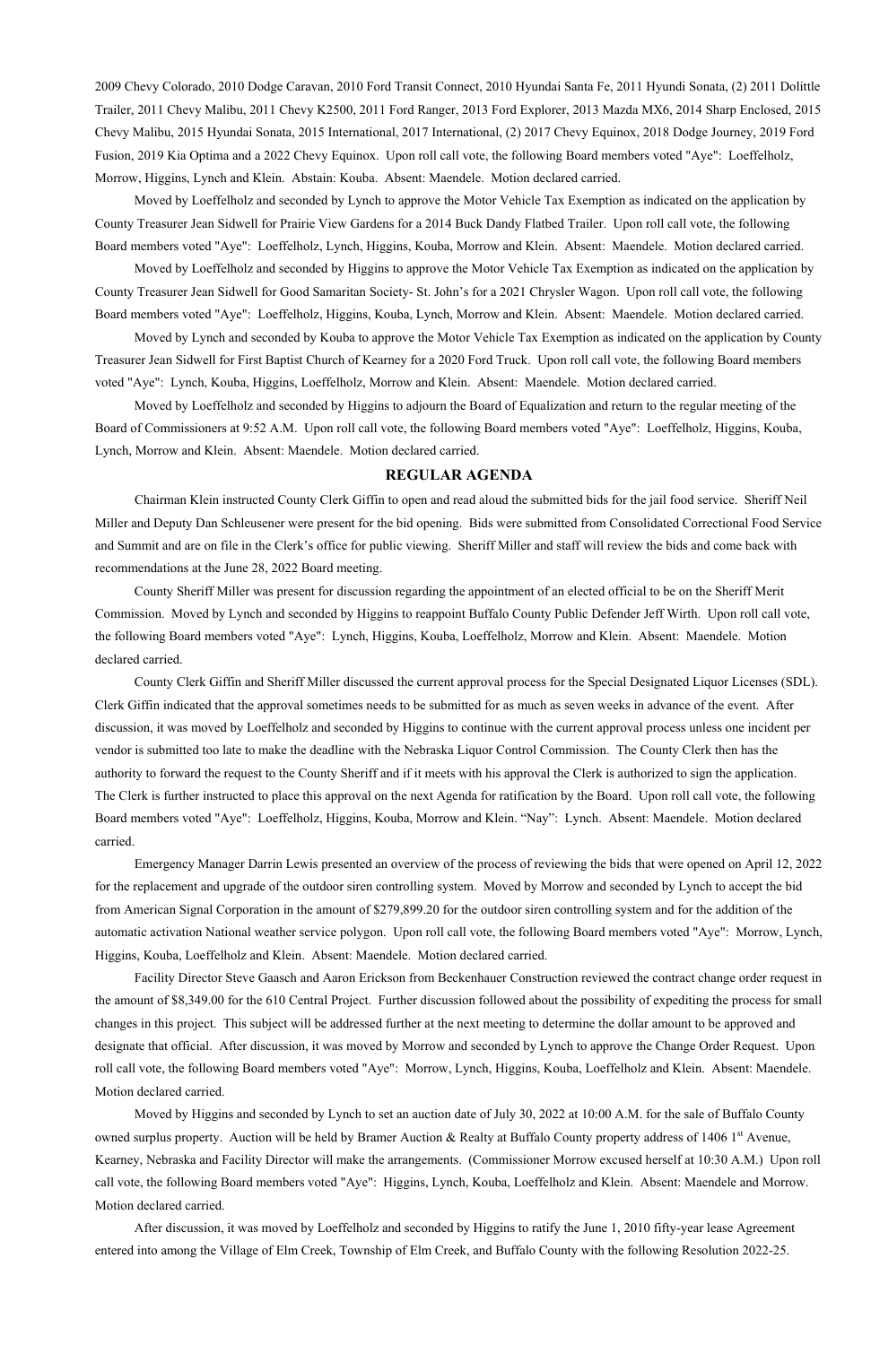2009 Chevy Colorado, 2010 Dodge Caravan, 2010 Ford Transit Connect, 2010 Hyundai Santa Fe, 2011 Hyundi Sonata, (2) 2011 Dolittle Trailer, 2011 Chevy Malibu, 2011 Chevy K2500, 2011 Ford Ranger, 2013 Ford Explorer, 2013 Mazda MX6, 2014 Sharp Enclosed, 2015 Chevy Malibu, 2015 Hyundai Sonata, 2015 International, 2017 International, (2) 2017 Chevy Equinox, 2018 Dodge Journey, 2019 Ford Fusion, 2019 Kia Optima and a 2022 Chevy Equinox. Upon roll call vote, the following Board members voted "Aye": Loeffelholz, Morrow, Higgins, Lynch and Klein. Abstain: Kouba. Absent: Maendele. Motion declared carried.

Moved by Loeffelholz and seconded by Lynch to approve the Motor Vehicle Tax Exemption as indicated on the application by County Treasurer Jean Sidwell for Prairie View Gardens for a 2014 Buck Dandy Flatbed Trailer. Upon roll call vote, the following Board members voted "Aye": Loeffelholz, Lynch, Higgins, Kouba, Morrow and Klein. Absent: Maendele. Motion declared carried.

Moved by Loeffelholz and seconded by Higgins to approve the Motor Vehicle Tax Exemption as indicated on the application by County Treasurer Jean Sidwell for Good Samaritan Society- St. John's for a 2021 Chrysler Wagon. Upon roll call vote, the following Board members voted "Aye": Loeffelholz, Higgins, Kouba, Lynch, Morrow and Klein. Absent: Maendele. Motion declared carried.

Moved by Lynch and seconded by Kouba to approve the Motor Vehicle Tax Exemption as indicated on the application by County Treasurer Jean Sidwell for First Baptist Church of Kearney for a 2020 Ford Truck. Upon roll call vote, the following Board members voted "Aye": Lynch, Kouba, Higgins, Loeffelholz, Morrow and Klein. Absent: Maendele. Motion declared carried.

Moved by Loeffelholz and seconded by Higgins to adjourn the Board of Equalization and return to the regular meeting of the Board of Commissioners at 9:52 A.M. Upon roll call vote, the following Board members voted "Aye": Loeffelholz, Higgins, Kouba, Lynch, Morrow and Klein. Absent: Maendele. Motion declared carried.

## REGULAR AGENDA

Chairman Klein instructed County Clerk Giffin to open and read aloud the submitted bids for the jail food service. Sheriff Neil Miller and Deputy Dan Schleusener were present for the bid opening. Bids were submitted from Consolidated Correctional Food Service and Summit and are on file in the Clerk's office for public viewing. Sheriff Miller and staff will review the bids and come back with recommendations at the June 28, 2022 Board meeting.

County Sheriff Miller was present for discussion regarding the appointment of an elected official to be on the Sheriff Merit Commission. Moved by Lynch and seconded by Higgins to reappoint Buffalo County Public Defender Jeff Wirth. Upon roll call vote, the following Board members voted "Aye": Lynch, Higgins, Kouba, Loeffelholz, Morrow and Klein. Absent: Maendele. Motion declared carried.

County Clerk Giffin and Sheriff Miller discussed the current approval process for the Special Designated Liquor Licenses (SDL). Clerk Giffin indicated that the approval sometimes needs to be submitted for as much as seven weeks in advance of the event. After discussion, it was moved by Loeffelholz and seconded by Higgins to continue with the current approval process unless one incident per vendor is submitted too late to make the deadline with the Nebraska Liquor Control Commission. The County Clerk then has the authority to forward the request to the County Sheriff and if it meets with his approval the Clerk is authorized to sign the application. The Clerk is further instructed to place this approval on the next Agenda for ratification by the Board. Upon roll call vote, the following Board members voted "Aye": Loeffelholz, Higgins, Kouba, Morrow and Klein. "Nay": Lynch. Absent: Maendele. Motion declared carried.

Emergency Manager Darrin Lewis presented an overview of the process of reviewing the bids that were opened on April 12, 2022 for the replacement and upgrade of the outdoor siren controlling system. Moved by Morrow and seconded by Lynch to accept the bid from American Signal Corporation in the amount of $279,899.20 for the outdoor siren controlling system and for the addition of the automatic activation National weather service polygon. Upon roll call vote, the following Board members voted "Aye": Morrow, Lynch, Higgins, Kouba, Loeffelholz and Klein. Absent: Maendele. Motion declared carried.

Facility Director Steve Gaasch and Aaron Erickson from Beckenhauer Construction reviewed the contract change order request in the amount of $8,349.00 for the 610 Central Project. Further discussion followed about the possibility of expediting the process for small changes in this project. This subject will be addressed further at the next meeting to determine the dollar amount to be approved and designate that official. After discussion, it was moved by Morrow and seconded by Lynch to approve the Change Order Request. Upon roll call vote, the following Board members voted "Aye": Morrow, Lynch, Higgins, Kouba, Loeffelholz and Klein. Absent: Maendele. Motion declared carried.

Moved by Higgins and seconded by Lynch to set an auction date of July 30, 2022 at 10:00 A.M. for the sale of Buffalo County owned surplus property. Auction will be held by Bramer Auction & Realty at Buffalo County property address of 1406 1st Avenue, Kearney, Nebraska and Facility Director will make the arrangements. (Commissioner Morrow excused herself at 10:30 A.M.) Upon roll call vote, the following Board members voted "Aye": Higgins, Lynch, Kouba, Loeffelholz and Klein. Absent: Maendele and Morrow. Motion declared carried.

After discussion, it was moved by Loeffelholz and seconded by Higgins to ratify the June 1, 2010 fifty-year lease Agreement entered into among the Village of Elm Creek, Township of Elm Creek, and Buffalo County with the following Resolution 2022-25.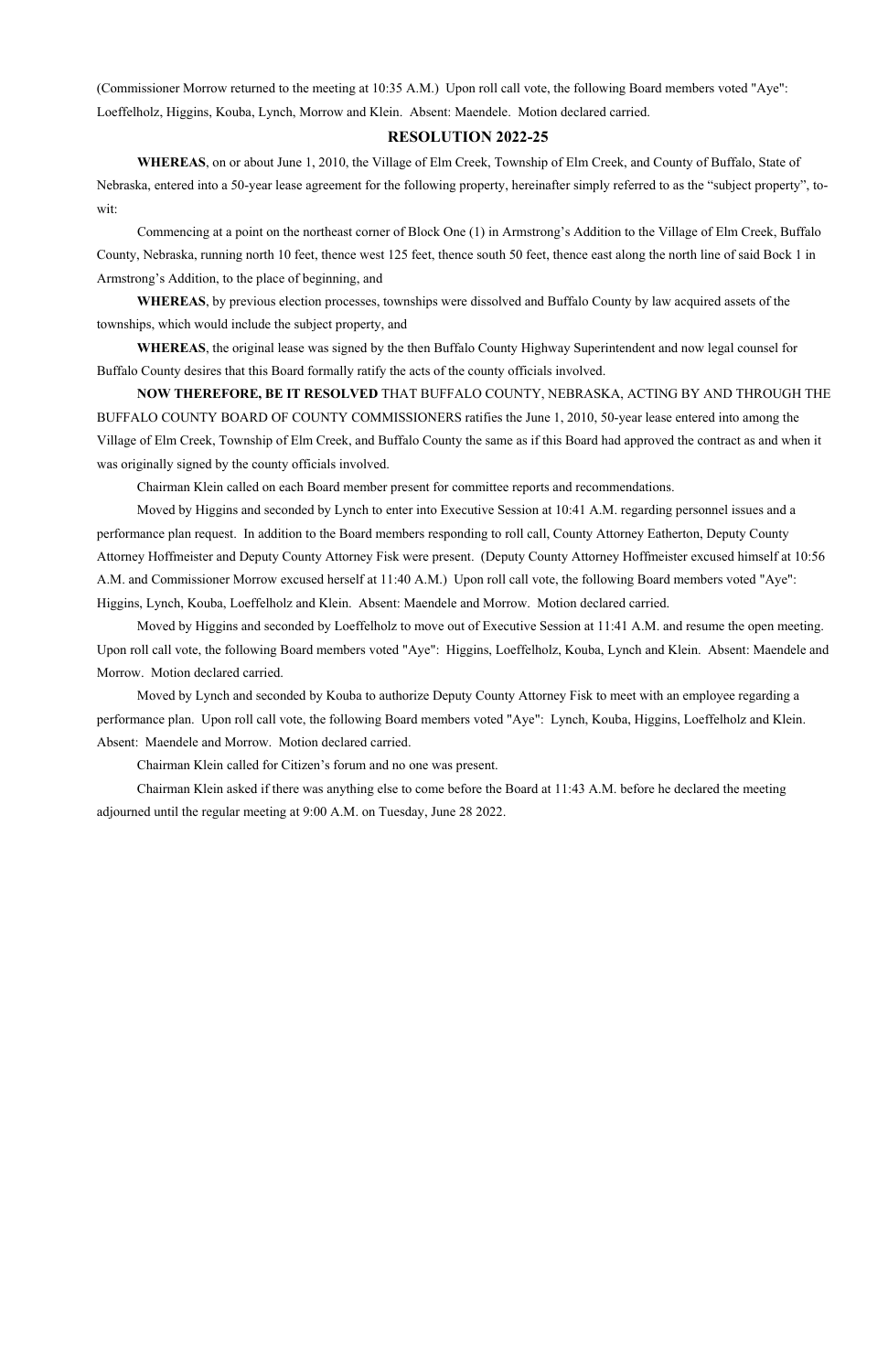(Commissioner Morrow returned to the meeting at 10:35 A.M.) Upon roll call vote, the following Board members voted "Aye": Loeffelholz, Higgins, Kouba, Lynch, Morrow and Klein. Absent: Maendele. Motion declared carried.

## RESOLUTION 2022-25

**WHEREAS**, on or about June 1, 2010, the Village of Elm Creek, Township of Elm Creek, and County of Buffalo, State of Nebraska, entered into a 50-year lease agreement for the following property, hereinafter simply referred to as the "subject property", to-wit:

Commencing at a point on the northeast corner of Block One (1) in Armstrong's Addition to the Village of Elm Creek, Buffalo County, Nebraska, running north 10 feet, thence west 125 feet, thence south 50 feet, thence east along the north line of said Bock 1 in Armstrong's Addition, to the place of beginning, and

**WHEREAS**, by previous election processes, townships were dissolved and Buffalo County by law acquired assets of the townships, which would include the subject property, and

**WHEREAS**, the original lease was signed by the then Buffalo County Highway Superintendent and now legal counsel for Buffalo County desires that this Board formally ratify the acts of the county officials involved.

**NOW THEREFORE, BE IT RESOLVED** THAT BUFFALO COUNTY, NEBRASKA, ACTING BY AND THROUGH THE BUFFALO COUNTY BOARD OF COUNTY COMMISSIONERS ratifies the June 1, 2010, 50-year lease entered into among the Village of Elm Creek, Township of Elm Creek, and Buffalo County the same as if this Board had approved the contract as and when it was originally signed by the county officials involved.

Chairman Klein called on each Board member present for committee reports and recommendations.

Moved by Higgins and seconded by Lynch to enter into Executive Session at 10:41 A.M. regarding personnel issues and a performance plan request. In addition to the Board members responding to roll call, County Attorney Eatherton, Deputy County Attorney Hoffmeister and Deputy County Attorney Fisk were present. (Deputy County Attorney Hoffmeister excused himself at 10:56 A.M. and Commissioner Morrow excused herself at 11:40 A.M.) Upon roll call vote, the following Board members voted "Aye": Higgins, Lynch, Kouba, Loeffelholz and Klein. Absent: Maendele and Morrow. Motion declared carried.

Moved by Higgins and seconded by Loeffelholz to move out of Executive Session at 11:41 A.M. and resume the open meeting. Upon roll call vote, the following Board members voted "Aye": Higgins, Loeffelholz, Kouba, Lynch and Klein. Absent: Maendele and Morrow. Motion declared carried.

Moved by Lynch and seconded by Kouba to authorize Deputy County Attorney Fisk to meet with an employee regarding a performance plan. Upon roll call vote, the following Board members voted "Aye": Lynch, Kouba, Higgins, Loeffelholz and Klein. Absent: Maendele and Morrow. Motion declared carried.

Chairman Klein called for Citizen's forum and no one was present.

Chairman Klein asked if there was anything else to come before the Board at 11:43 A.M. before he declared the meeting adjourned until the regular meeting at 9:00 A.M. on Tuesday, June 28 2022.